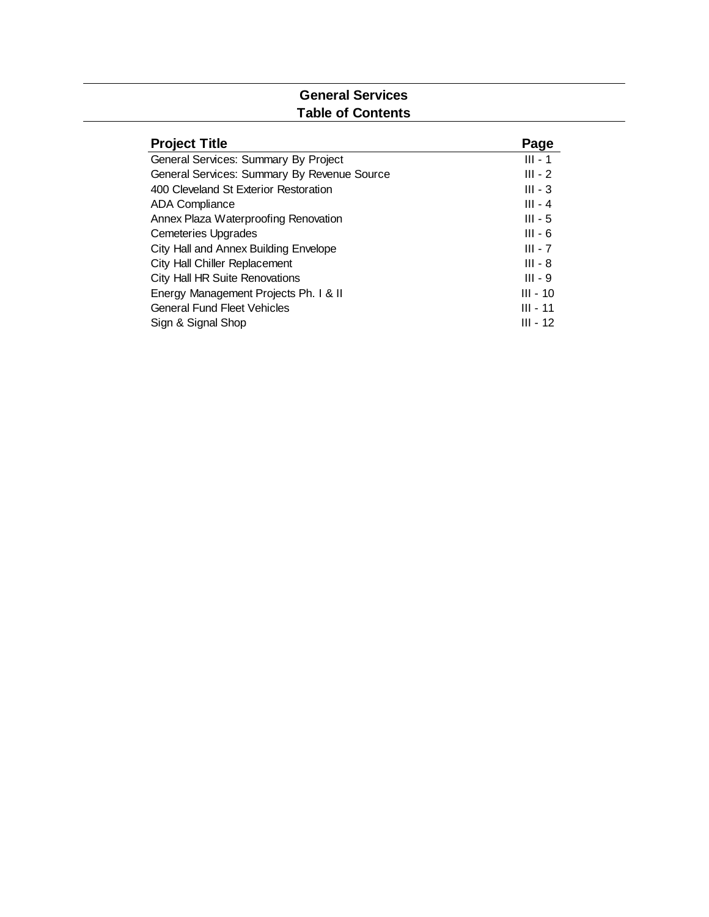# General Services
## Table of Contents

| Project Title | Page |
|---|---|
| General Services: Summary By Project | III - 1 |
| General Services: Summary By Revenue Source | III - 2 |
| 400 Cleveland St Exterior Restoration | III - 3 |
| ADA Compliance | III - 4 |
| Annex Plaza Waterproofing Renovation | III - 5 |
| Cemeteries Upgrades | III - 6 |
| City Hall and Annex Building Envelope | III - 7 |
| City Hall Chiller Replacement | III - 8 |
| City Hall HR Suite Renovations | III - 9 |
| Energy Management Projects Ph. I & II | III - 10 |
| General Fund Fleet Vehicles | III - 11 |
| Sign & Signal Shop | III - 12 |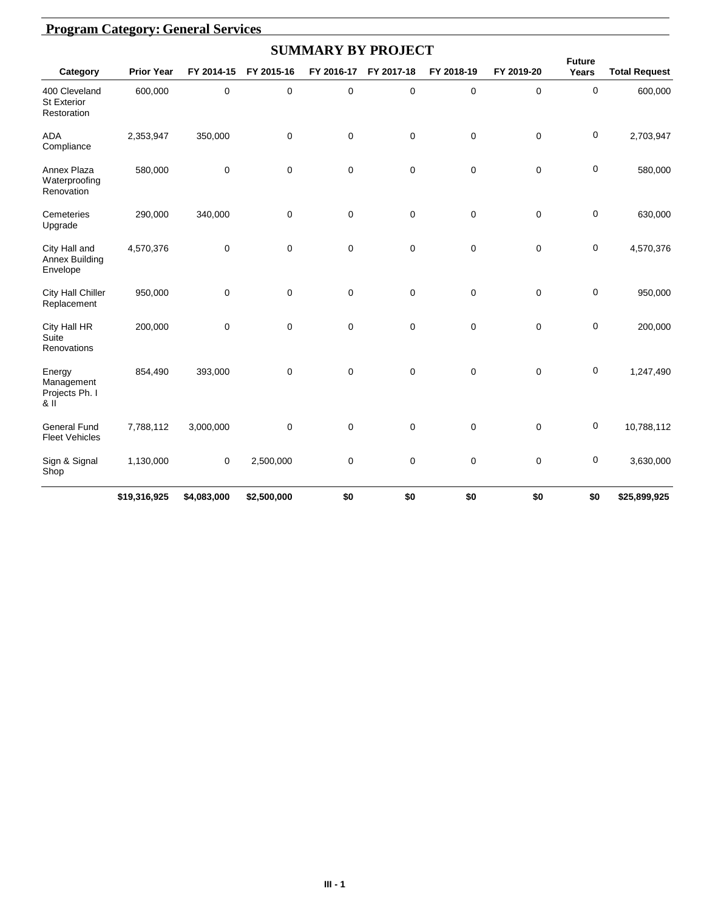## Program Category: General Services

### SUMMARY BY PROJECT

| Category | Prior Year | FY 2014-15 | FY 2015-16 | FY 2016-17 | FY 2017-18 | FY 2018-19 | FY 2019-20 | Future Years | Total Request |
|---|---|---|---|---|---|---|---|---|---|
| 400 Cleveland St Exterior Restoration | 600,000 | 0 | 0 | 0 | 0 | 0 | 0 | 0 | 600,000 |
| ADA Compliance | 2,353,947 | 350,000 | 0 | 0 | 0 | 0 | 0 | 0 | 2,703,947 |
| Annex Plaza Waterproofing Renovation | 580,000 | 0 | 0 | 0 | 0 | 0 | 0 | 0 | 580,000 |
| Cemeteries Upgrade | 290,000 | 340,000 | 0 | 0 | 0 | 0 | 0 | 0 | 630,000 |
| City Hall and Annex Building Envelope | 4,570,376 | 0 | 0 | 0 | 0 | 0 | 0 | 0 | 4,570,376 |
| City Hall Chiller Replacement | 950,000 | 0 | 0 | 0 | 0 | 0 | 0 | 0 | 950,000 |
| City Hall HR Suite Renovations | 200,000 | 0 | 0 | 0 | 0 | 0 | 0 | 0 | 200,000 |
| Energy Management Projects Ph. I & II | 854,490 | 393,000 | 0 | 0 | 0 | 0 | 0 | 0 | 1,247,490 |
| General Fund Fleet Vehicles | 7,788,112 | 3,000,000 | 0 | 0 | 0 | 0 | 0 | 0 | 10,788,112 |
| Sign & Signal Shop | 1,130,000 | 0 | 2,500,000 | 0 | 0 | 0 | 0 | 0 | 3,630,000 |
| | **$19,316,925** | **$4,083,000** | **$2,500,000** | **$0** | **$0** | **$0** | **$0** | **$0** | **$25,899,925** |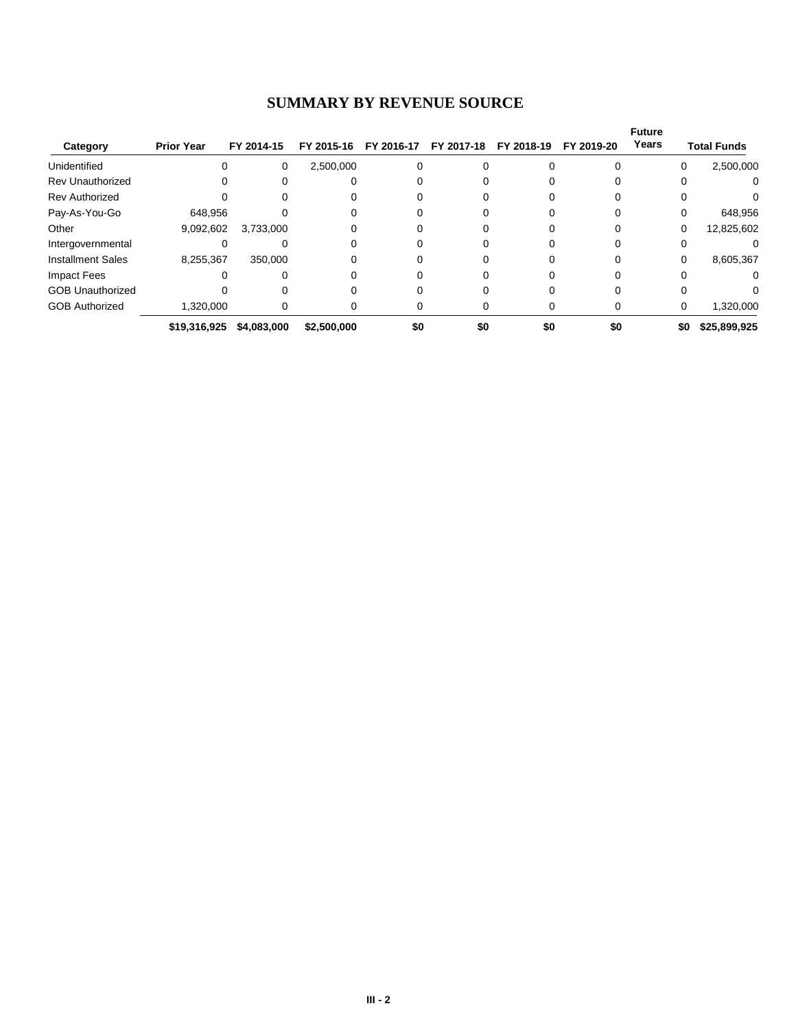# SUMMARY BY REVENUE SOURCE

| Category | Prior Year | FY 2014-15 | FY 2015-16 | FY 2016-17 | FY 2017-18 | FY 2018-19 | FY 2019-20 | Future Years | Total Funds |
|---|---|---|---|---|---|---|---|---|---|
| Unidentified | 0 | 0 | 2,500,000 | 0 | 0 | 0 | 0 | 0 | 2,500,000 |
| Rev Unauthorized | 0 | 0 | 0 | 0 | 0 | 0 | 0 | 0 | 0 |
| Rev Authorized | 0 | 0 | 0 | 0 | 0 | 0 | 0 | 0 | 0 |
| Pay-As-You-Go | 648,956 | 0 | 0 | 0 | 0 | 0 | 0 | 0 | 648,956 |
| Other | 9,092,602 | 3,733,000 | 0 | 0 | 0 | 0 | 0 | 0 | 12,825,602 |
| Intergovernmental | 0 | 0 | 0 | 0 | 0 | 0 | 0 | 0 | 0 |
| Installment Sales | 8,255,367 | 350,000 | 0 | 0 | 0 | 0 | 0 | 0 | 8,605,367 |
| Impact Fees | 0 | 0 | 0 | 0 | 0 | 0 | 0 | 0 | 0 |
| GOB Unauthorized | 0 | 0 | 0 | 0 | 0 | 0 | 0 | 0 | 0 |
| GOB Authorized | 1,320,000 | 0 | 0 | 0 | 0 | 0 | 0 | 0 | 1,320,000 |
| | **$19,316,925** | **$4,083,000** | **$2,500,000** | **$0** | **$0** | **$0** | **$0** | **$0** | **$25,899,925** |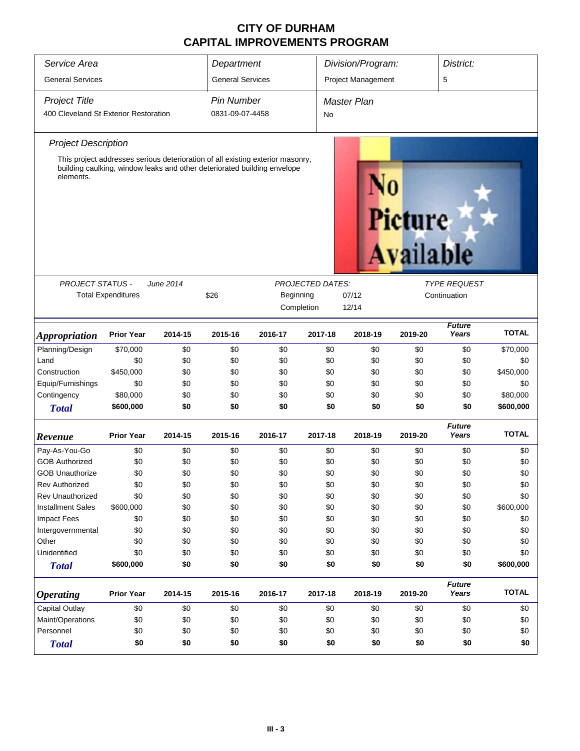# CITY OF DURHAM
# CAPITAL IMPROVEMENTS PROGRAM

| Service Area | Department | Division/Program: | District: |
|---|---|---|---|
| General Services | General Services | Project Management | 5 |

| Project Title | Pin Number | Master Plan |
|---|---|---|
| 400 Cleveland St Exterior Restoration | 0831-09-07-4458 | No |

*Project Description*

This project addresses serious deterioration of all existing exterior masonry, building caulking, window leaks and other deteriorated building envelope elements.

*PROJECT STATUS -* *June 2014*
Total Expenditures $26

*PROJECTED DATES:*
Beginning 07/12
Completion 12/14

*TYPE REQUEST*
Continuation

| Appropriation | Prior Year | 2014-15 | 2015-16 | 2016-17 | 2017-18 | 2018-19 | 2019-20 | Future Years | TOTAL |
|---|---|---|---|---|---|---|---|---|---|
| Planning/Design | $70,000 | $0 | $0 | $0 | $0 | $0 | $0 | $0 | $70,000 |
| Land | $0 | $0 | $0 | $0 | $0 | $0 | $0 | $0 | $0 |
| Construction | $450,000 | $0 | $0 | $0 | $0 | $0 | $0 | $0 | $450,000 |
| Equip/Furnishings | $0 | $0 | $0 | $0 | $0 | $0 | $0 | $0 | $0 |
| Contingency | $80,000 | $0 | $0 | $0 | $0 | $0 | $0 | $0 | $80,000 |
| **Total** | **$600,000** | **$0** | **$0** | **$0** | **$0** | **$0** | **$0** | **$0** | **$600,000** |

| Revenue | Prior Year | 2014-15 | 2015-16 | 2016-17 | 2017-18 | 2018-19 | 2019-20 | Future Years | TOTAL |
|---|---|---|---|---|---|---|---|---|---|
| Pay-As-You-Go | $0 | $0 | $0 | $0 | $0 | $0 | $0 | $0 | $0 |
| GOB Authorized | $0 | $0 | $0 | $0 | $0 | $0 | $0 | $0 | $0 |
| GOB Unauthorize | $0 | $0 | $0 | $0 | $0 | $0 | $0 | $0 | $0 |
| Rev Authorized | $0 | $0 | $0 | $0 | $0 | $0 | $0 | $0 | $0 |
| Rev Unauthorized | $0 | $0 | $0 | $0 | $0 | $0 | $0 | $0 | $0 |
| Installment Sales | $600,000 | $0 | $0 | $0 | $0 | $0 | $0 | $0 | $600,000 |
| Impact Fees | $0 | $0 | $0 | $0 | $0 | $0 | $0 | $0 | $0 |
| Intergovernmental | $0 | $0 | $0 | $0 | $0 | $0 | $0 | $0 | $0 |
| Other | $0 | $0 | $0 | $0 | $0 | $0 | $0 | $0 | $0 |
| Unidentified | $0 | $0 | $0 | $0 | $0 | $0 | $0 | $0 | $0 |
| **Total** | **$600,000** | **$0** | **$0** | **$0** | **$0** | **$0** | **$0** | **$0** | **$600,000** |

| Operating | Prior Year | 2014-15 | 2015-16 | 2016-17 | 2017-18 | 2018-19 | 2019-20 | Future Years | TOTAL |
|---|---|---|---|---|---|---|---|---|---|
| Capital Outlay | $0 | $0 | $0 | $0 | $0 | $0 | $0 | $0 | $0 |
| Maint/Operations | $0 | $0 | $0 | $0 | $0 | $0 | $0 | $0 | $0 |
| Personnel | $0 | $0 | $0 | $0 | $0 | $0 | $0 | $0 | $0 |
| **Total** | **$0** | **$0** | **$0** | **$0** | **$0** | **$0** | **$0** | **$0** | **$0** |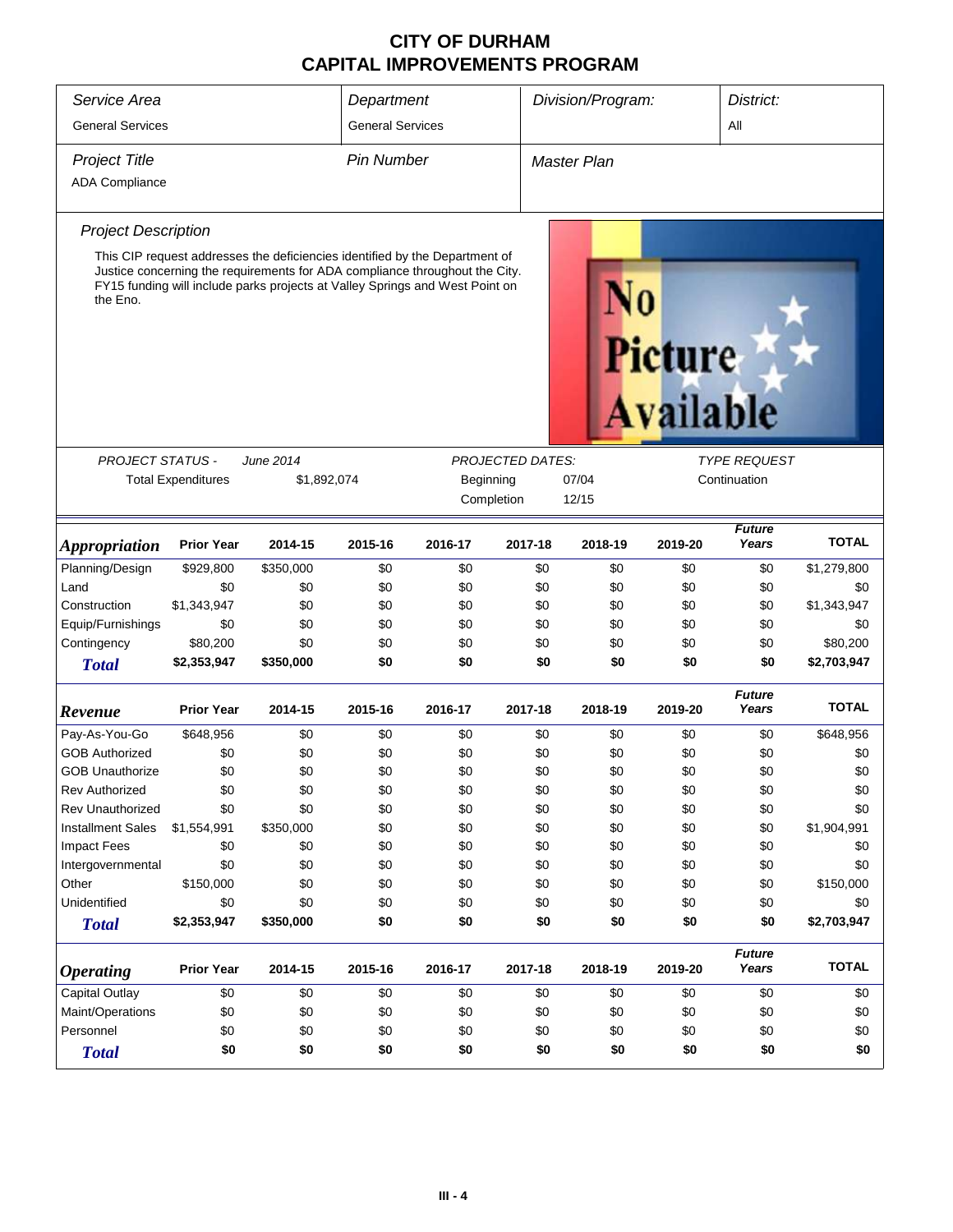# CITY OF DURHAM
# CAPITAL IMPROVEMENTS PROGRAM

| *Service Area* | *Department* | *Division/Program:* | *District:* |
|---|---|---|---|
| General Services | General Services | | All |

| *Project Title* | *Pin Number* | *Master Plan* |
|---|---|---|
| ADA Compliance | | |

### *Project Description*

This CIP request addresses the deficiencies identified by the Department of Justice concerning the requirements for ADA compliance throughout the City. FY15 funding will include parks projects at Valley Springs and West Point on the Eno.

| *PROJECT STATUS -* | *June 2014* | *PROJECTED DATES:* | | *TYPE REQUEST* |
|---|---|---|---|---|
| Total Expenditures | $1,892,074 | Beginning | 07/04 | Continuation |
| | | Completion | 12/15 | |

| ***Appropriation*** | **Prior Year** | **2014-15** | **2015-16** | **2016-17** | **2017-18** | **2018-19** | **2019-20** | ***Future Years*** | **TOTAL** |
|---|---|---|---|---|---|---|---|---|---|
| Planning/Design | $929,800 | $350,000 | $0 | $0 | $0 | $0 | $0 | $0 | $1,279,800 |
| Land | $0 | $0 | $0 | $0 | $0 | $0 | $0 | $0 | $0 |
| Construction | $1,343,947 | $0 | $0 | $0 | $0 | $0 | $0 | $0 | $1,343,947 |
| Equip/Furnishings | $0 | $0 | $0 | $0 | $0 | $0 | $0 | $0 | $0 |
| Contingency | $80,200 | $0 | $0 | $0 | $0 | $0 | $0 | $0 | $80,200 |
| ***Total*** | **$2,353,947** | **$350,000** | **$0** | **$0** | **$0** | **$0** | **$0** | **$0** | **$2,703,947** |

| ***Revenue*** | **Prior Year** | **2014-15** | **2015-16** | **2016-17** | **2017-18** | **2018-19** | **2019-20** | ***Future Years*** | **TOTAL** |
|---|---|---|---|---|---|---|---|---|---|
| Pay-As-You-Go | $648,956 | $0 | $0 | $0 | $0 | $0 | $0 | $0 | $648,956 |
| GOB Authorized | $0 | $0 | $0 | $0 | $0 | $0 | $0 | $0 | $0 |
| GOB Unauthorize | $0 | $0 | $0 | $0 | $0 | $0 | $0 | $0 | $0 |
| Rev Authorized | $0 | $0 | $0 | $0 | $0 | $0 | $0 | $0 | $0 |
| Rev Unauthorized | $0 | $0 | $0 | $0 | $0 | $0 | $0 | $0 | $0 |
| Installment Sales | $1,554,991 | $350,000 | $0 | $0 | $0 | $0 | $0 | $0 | $1,904,991 |
| Impact Fees | $0 | $0 | $0 | $0 | $0 | $0 | $0 | $0 | $0 |
| Intergovernmental | $0 | $0 | $0 | $0 | $0 | $0 | $0 | $0 | $0 |
| Other | $150,000 | $0 | $0 | $0 | $0 | $0 | $0 | $0 | $150,000 |
| Unidentified | $0 | $0 | $0 | $0 | $0 | $0 | $0 | $0 | $0 |
| ***Total*** | **$2,353,947** | **$350,000** | **$0** | **$0** | **$0** | **$0** | **$0** | **$0** | **$2,703,947** |

| ***Operating*** | **Prior Year** | **2014-15** | **2015-16** | **2016-17** | **2017-18** | **2018-19** | **2019-20** | ***Future Years*** | **TOTAL** |
|---|---|---|---|---|---|---|---|---|---|
| Capital Outlay | $0 | $0 | $0 | $0 | $0 | $0 | $0 | $0 | $0 |
| Maint/Operations | $0 | $0 | $0 | $0 | $0 | $0 | $0 | $0 | $0 |
| Personnel | $0 | $0 | $0 | $0 | $0 | $0 | $0 | $0 | $0 |
| ***Total*** | **$0** | **$0** | **$0** | **$0** | **$0** | **$0** | **$0** | **$0** | **$0** |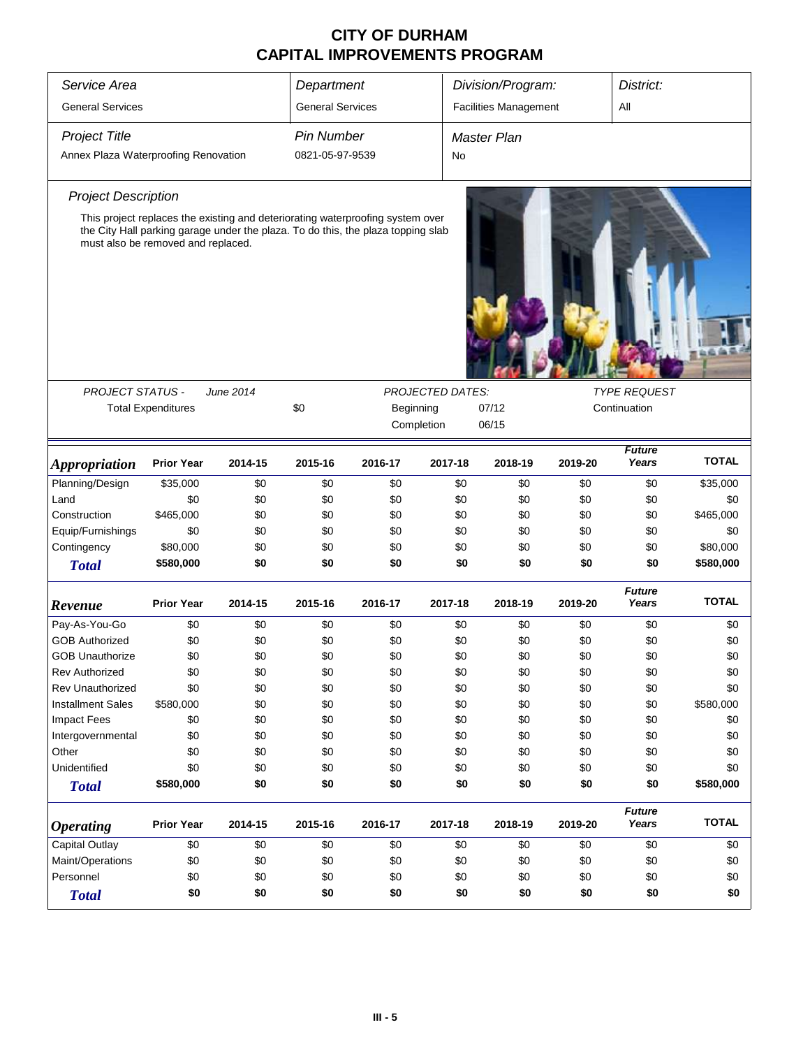# CITY OF DURHAM
## CAPITAL IMPROVEMENTS PROGRAM

| Service Area | Department | Division/Program: | District: |
|---|---|---|---|
| General Services | General Services | Facilities Management | All |

| Project Title | Pin Number | Master Plan |
|---|---|---|
| Annex Plaza Waterproofing Renovation | 0821-05-97-9539 | No |

### Project Description

This project replaces the existing and deteriorating waterproofing system over the City Hall parking garage under the plaza. To do this, the plaza topping slab must also be removed and replaced.

| PROJECT STATUS - June 2014 | | PROJECTED DATES: | | TYPE REQUEST |
|---|---|---|---|---|
| Total Expenditures | $0 | Beginning | 07/12 | Continuation |
| | | Completion | 06/15 | |

| Appropriation | Prior Year | 2014-15 | 2015-16 | 2016-17 | 2017-18 | 2018-19 | 2019-20 | Future Years | TOTAL |
|---|---|---|---|---|---|---|---|---|---|
| Planning/Design | $35,000 | $0 | $0 | $0 | $0 | $0 | $0 | $0 | $35,000 |
| Land | $0 | $0 | $0 | $0 | $0 | $0 | $0 | $0 | $0 |
| Construction | $465,000 | $0 | $0 | $0 | $0 | $0 | $0 | $0 | $465,000 |
| Equip/Furnishings | $0 | $0 | $0 | $0 | $0 | $0 | $0 | $0 | $0 |
| Contingency | $80,000 | $0 | $0 | $0 | $0 | $0 | $0 | $0 | $80,000 |
| **Total** | **$580,000** | **$0** | **$0** | **$0** | **$0** | **$0** | **$0** | **$0** | **$580,000** |

| Revenue | Prior Year | 2014-15 | 2015-16 | 2016-17 | 2017-18 | 2018-19 | 2019-20 | Future Years | TOTAL |
|---|---|---|---|---|---|---|---|---|---|
| Pay-As-You-Go | $0 | $0 | $0 | $0 | $0 | $0 | $0 | $0 | $0 |
| GOB Authorized | $0 | $0 | $0 | $0 | $0 | $0 | $0 | $0 | $0 |
| GOB Unauthorize | $0 | $0 | $0 | $0 | $0 | $0 | $0 | $0 | $0 |
| Rev Authorized | $0 | $0 | $0 | $0 | $0 | $0 | $0 | $0 | $0 |
| Rev Unauthorized | $0 | $0 | $0 | $0 | $0 | $0 | $0 | $0 | $0 |
| Installment Sales | $580,000 | $0 | $0 | $0 | $0 | $0 | $0 | $0 | $580,000 |
| Impact Fees | $0 | $0 | $0 | $0 | $0 | $0 | $0 | $0 | $0 |
| Intergovernmental | $0 | $0 | $0 | $0 | $0 | $0 | $0 | $0 | $0 |
| Other | $0 | $0 | $0 | $0 | $0 | $0 | $0 | $0 | $0 |
| Unidentified | $0 | $0 | $0 | $0 | $0 | $0 | $0 | $0 | $0 |
| **Total** | **$580,000** | **$0** | **$0** | **$0** | **$0** | **$0** | **$0** | **$0** | **$580,000** |

| Operating | Prior Year | 2014-15 | 2015-16 | 2016-17 | 2017-18 | 2018-19 | 2019-20 | Future Years | TOTAL |
|---|---|---|---|---|---|---|---|---|---|
| Capital Outlay | $0 | $0 | $0 | $0 | $0 | $0 | $0 | $0 | $0 |
| Maint/Operations | $0 | $0 | $0 | $0 | $0 | $0 | $0 | $0 | $0 |
| Personnel | $0 | $0 | $0 | $0 | $0 | $0 | $0 | $0 | $0 |
| **Total** | **$0** | **$0** | **$0** | **$0** | **$0** | **$0** | **$0** | **$0** | **$0** |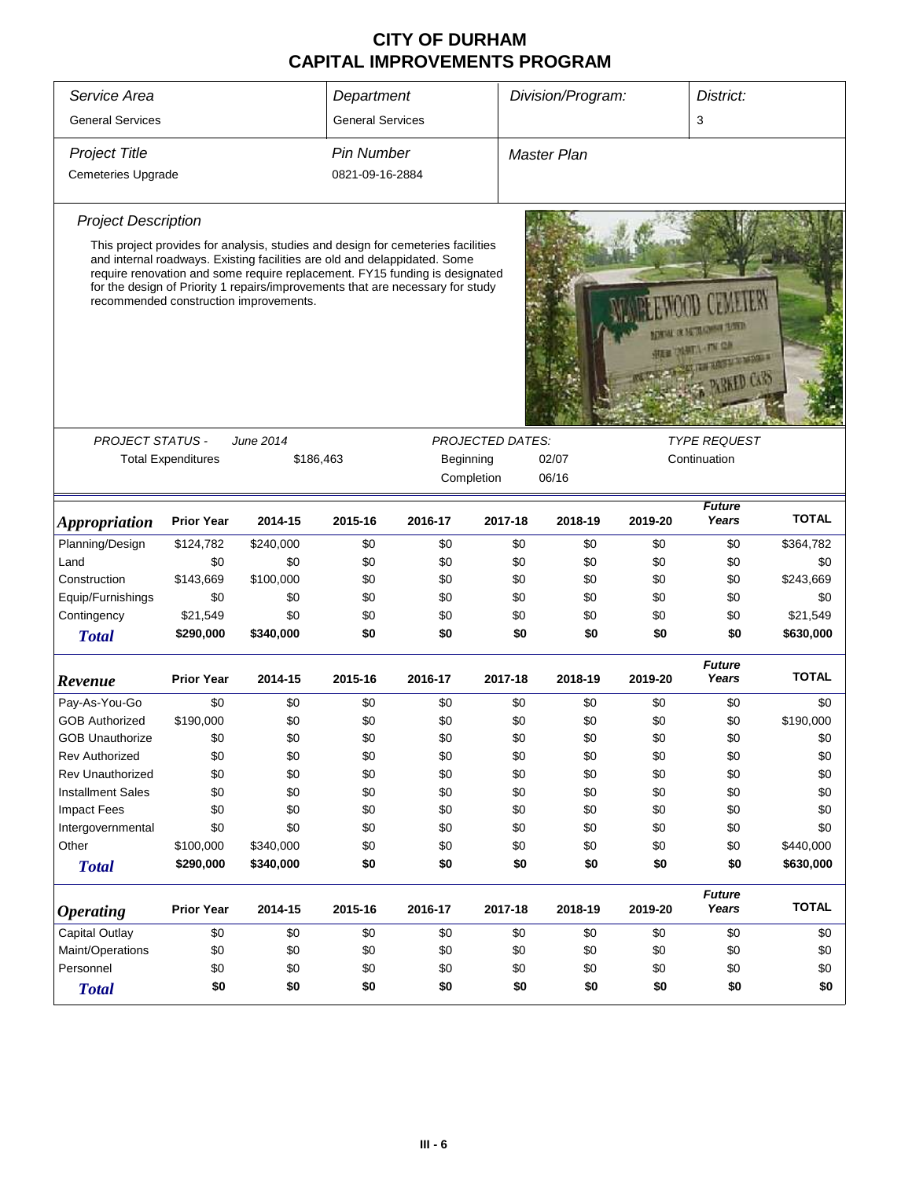# CITY OF DURHAM
# CAPITAL IMPROVEMENTS PROGRAM

| *Service Area* | *Department* | *Division/Program:* | *District:* |
|---|---|---|---|
| General Services | General Services | | 3 |

| *Project Title* | *Pin Number* | *Master Plan* |
|---|---|---|
| Cemeteries Upgrade | 0821-09-16-2884 | |

*Project Description*

This project provides for analysis, studies and design for cemeteries facilities and internal roadways. Existing facilities are old and delappidated. Some require renovation and some require replacement. FY15 funding is designated for the design of Priority 1 repairs/improvements that are necessary for study recommended construction improvements.

*PROJECT STATUS -* *June 2014*

Total Expenditures $186,463

*PROJECTED DATES:*

Beginning 02/07

Completion 06/16

*TYPE REQUEST*

Continuation

| *Appropriation* | Prior Year | 2014-15 | 2015-16 | 2016-17 | 2017-18 | 2018-19 | 2019-20 | *Future Years* | TOTAL |
|---|---|---|---|---|---|---|---|---|---|
| Planning/Design | $124,782 | $240,000 | $0 | $0 | $0 | $0 | $0 | $0 | $364,782 |
| Land | $0 | $0 | $0 | $0 | $0 | $0 | $0 | $0 | $0 |
| Construction | $143,669 | $100,000 | $0 | $0 | $0 | $0 | $0 | $0 | $243,669 |
| Equip/Furnishings | $0 | $0 | $0 | $0 | $0 | $0 | $0 | $0 | $0 |
| Contingency | $21,549 | $0 | $0 | $0 | $0 | $0 | $0 | $0 | $21,549 |
| ***Total*** | **$290,000** | **$340,000** | **$0** | **$0** | **$0** | **$0** | **$0** | **$0** | **$630,000** |

| *Revenue* | Prior Year | 2014-15 | 2015-16 | 2016-17 | 2017-18 | 2018-19 | 2019-20 | *Future Years* | TOTAL |
|---|---|---|---|---|---|---|---|---|---|
| Pay-As-You-Go | $0 | $0 | $0 | $0 | $0 | $0 | $0 | $0 | $0 |
| GOB Authorized | $190,000 | $0 | $0 | $0 | $0 | $0 | $0 | $0 | $190,000 |
| GOB Unauthorize | $0 | $0 | $0 | $0 | $0 | $0 | $0 | $0 | $0 |
| Rev Authorized | $0 | $0 | $0 | $0 | $0 | $0 | $0 | $0 | $0 |
| Rev Unauthorized | $0 | $0 | $0 | $0 | $0 | $0 | $0 | $0 | $0 |
| Installment Sales | $0 | $0 | $0 | $0 | $0 | $0 | $0 | $0 | $0 |
| Impact Fees | $0 | $0 | $0 | $0 | $0 | $0 | $0 | $0 | $0 |
| Intergovernmental | $0 | $0 | $0 | $0 | $0 | $0 | $0 | $0 | $0 |
| Other | $100,000 | $340,000 | $0 | $0 | $0 | $0 | $0 | $0 | $440,000 |
| ***Total*** | **$290,000** | **$340,000** | **$0** | **$0** | **$0** | **$0** | **$0** | **$0** | **$630,000** |

| *Operating* | Prior Year | 2014-15 | 2015-16 | 2016-17 | 2017-18 | 2018-19 | 2019-20 | *Future Years* | TOTAL |
|---|---|---|---|---|---|---|---|---|---|
| Capital Outlay | $0 | $0 | $0 | $0 | $0 | $0 | $0 | $0 | $0 |
| Maint/Operations | $0 | $0 | $0 | $0 | $0 | $0 | $0 | $0 | $0 |
| Personnel | $0 | $0 | $0 | $0 | $0 | $0 | $0 | $0 | $0 |
| ***Total*** | **$0** | **$0** | **$0** | **$0** | **$0** | **$0** | **$0** | **$0** | **$0** |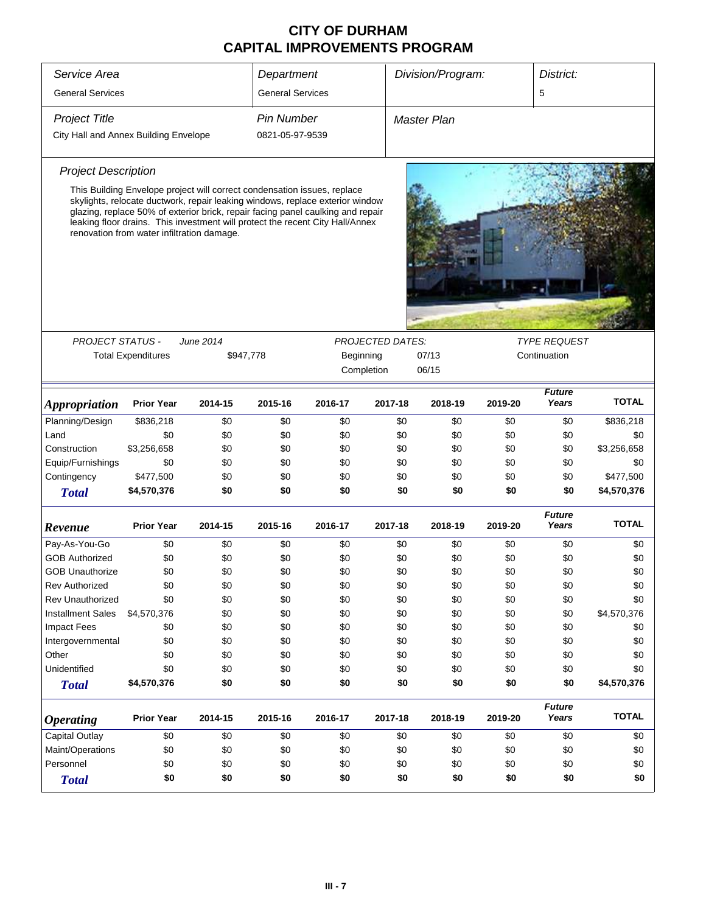# CITY OF DURHAM
# CAPITAL IMPROVEMENTS PROGRAM

| *Service Area* | *Department* | *Division/Program:* | *District:* |
|---|---|---|---|
| General Services | General Services | | 5 |
| ***Project Title*** | ***Pin Number*** | ***Master Plan*** | |
| City Hall and Annex Building Envelope | 0821-05-97-9539 | | |

### *Project Description*

This Building Envelope project will correct condensation issues, replace skylights, relocate ductwork, repair leaking windows, replace exterior window glazing, replace 50% of exterior brick, repair facing panel caulking and repair leaking floor drains. This investment will protect the recent City Hall/Annex renovation from water infiltration damage.

| *PROJECT STATUS -* | *June 2014* | *PROJECTED DATES:* | | *TYPE REQUEST* |
|---|---|---|---|---|
| Total Expenditures | $947,778 | Beginning | 07/13 | Continuation |
| | | Completion | 06/15 | |

| *Appropriation* | Prior Year | 2014-15 | 2015-16 | 2016-17 | 2017-18 | 2018-19 | 2019-20 | Future Years | TOTAL |
|---|---|---|---|---|---|---|---|---|---|
| Planning/Design | $836,218 | $0 | $0 | $0 | $0 | $0 | $0 | $0 | $836,218 |
| Land | $0 | $0 | $0 | $0 | $0 | $0 | $0 | $0 | $0 |
| Construction | $3,256,658 | $0 | $0 | $0 | $0 | $0 | $0 | $0 | $3,256,658 |
| Equip/Furnishings | $0 | $0 | $0 | $0 | $0 | $0 | $0 | $0 | $0 |
| Contingency | $477,500 | $0 | $0 | $0 | $0 | $0 | $0 | $0 | $477,500 |
| ***Total*** | **$4,570,376** | **$0** | **$0** | **$0** | **$0** | **$0** | **$0** | **$0** | **$4,570,376** |

| *Revenue* | Prior Year | 2014-15 | 2015-16 | 2016-17 | 2017-18 | 2018-19 | 2019-20 | Future Years | TOTAL |
|---|---|---|---|---|---|---|---|---|---|
| Pay-As-You-Go | $0 | $0 | $0 | $0 | $0 | $0 | $0 | $0 | $0 |
| GOB Authorized | $0 | $0 | $0 | $0 | $0 | $0 | $0 | $0 | $0 |
| GOB Unauthorize | $0 | $0 | $0 | $0 | $0 | $0 | $0 | $0 | $0 |
| Rev Authorized | $0 | $0 | $0 | $0 | $0 | $0 | $0 | $0 | $0 |
| Rev Unauthorized | $0 | $0 | $0 | $0 | $0 | $0 | $0 | $0 | $0 |
| Installment Sales | $4,570,376 | $0 | $0 | $0 | $0 | $0 | $0 | $0 | $4,570,376 |
| Impact Fees | $0 | $0 | $0 | $0 | $0 | $0 | $0 | $0 | $0 |
| Intergovernmental | $0 | $0 | $0 | $0 | $0 | $0 | $0 | $0 | $0 |
| Other | $0 | $0 | $0 | $0 | $0 | $0 | $0 | $0 | $0 |
| Unidentified | $0 | $0 | $0 | $0 | $0 | $0 | $0 | $0 | $0 |
| ***Total*** | **$4,570,376** | **$0** | **$0** | **$0** | **$0** | **$0** | **$0** | **$0** | **$4,570,376** |

| *Operating* | Prior Year | 2014-15 | 2015-16 | 2016-17 | 2017-18 | 2018-19 | 2019-20 | Future Years | TOTAL |
|---|---|---|---|---|---|---|---|---|---|
| Capital Outlay | $0 | $0 | $0 | $0 | $0 | $0 | $0 | $0 | $0 |
| Maint/Operations | $0 | $0 | $0 | $0 | $0 | $0 | $0 | $0 | $0 |
| Personnel | $0 | $0 | $0 | $0 | $0 | $0 | $0 | $0 | $0 |
| ***Total*** | **$0** | **$0** | **$0** | **$0** | **$0** | **$0** | **$0** | **$0** | **$0** |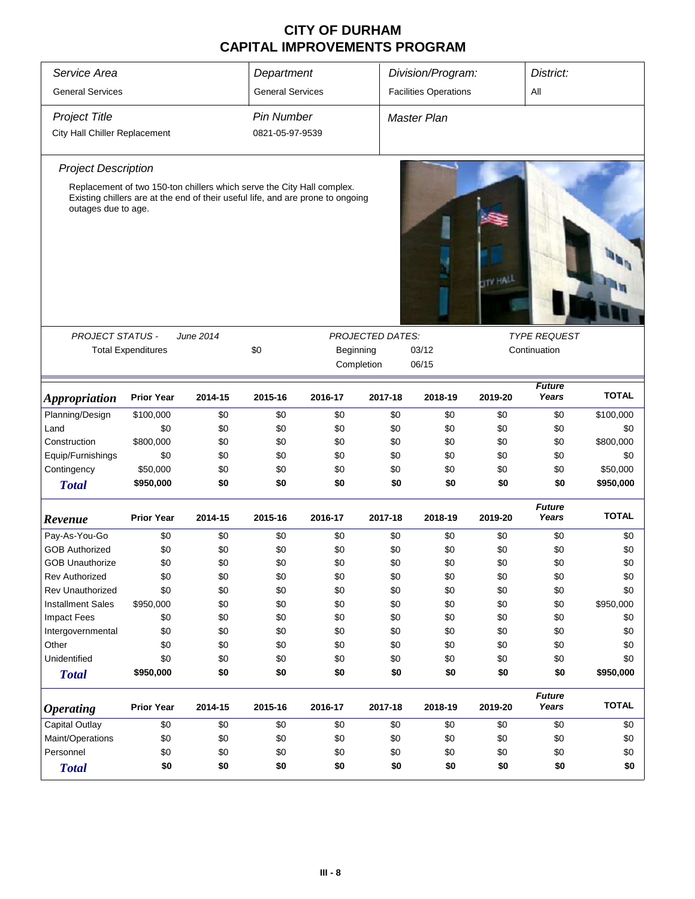# CITY OF DURHAM
# CAPITAL IMPROVEMENTS PROGRAM

| *Service Area* | *Department* | *Division/Program:* | *District:* |
|---|---|---|---|
| General Services | General Services | Facilities Operations | All |

| *Project Title* | *Pin Number* | *Master Plan* |
|---|---|---|
| City Hall Chiller Replacement | 0821-05-97-9539 | |

*Project Description*

Replacement of two 150-ton chillers which serve the City Hall complex. Existing chillers are at the end of their useful life, and are prone to ongoing outages due to age.

*PROJECT STATUS -* *June 2014*

Total Expenditures $0

*PROJECTED DATES:*

Beginning 03/12

Completion 06/15

*TYPE REQUEST*

Continuation

| *Appropriation* | Prior Year | 2014-15 | 2015-16 | 2016-17 | 2017-18 | 2018-19 | 2019-20 | *Future Years* | TOTAL |
|---|---|---|---|---|---|---|---|---|---|
| Planning/Design | $100,000 | $0 | $0 | $0 | $0 | $0 | $0 | $0 | $100,000 |
| Land | $0 | $0 | $0 | $0 | $0 | $0 | $0 | $0 | $0 |
| Construction | $800,000 | $0 | $0 | $0 | $0 | $0 | $0 | $0 | $800,000 |
| Equip/Furnishings | $0 | $0 | $0 | $0 | $0 | $0 | $0 | $0 | $0 |
| Contingency | $50,000 | $0 | $0 | $0 | $0 | $0 | $0 | $0 | $50,000 |
| ***Total*** | **$950,000** | **$0** | **$0** | **$0** | **$0** | **$0** | **$0** | **$0** | **$950,000** |

| *Revenue* | Prior Year | 2014-15 | 2015-16 | 2016-17 | 2017-18 | 2018-19 | 2019-20 | *Future Years* | TOTAL |
|---|---|---|---|---|---|---|---|---|---|
| Pay-As-You-Go | $0 | $0 | $0 | $0 | $0 | $0 | $0 | $0 | $0 |
| GOB Authorized | $0 | $0 | $0 | $0 | $0 | $0 | $0 | $0 | $0 |
| GOB Unauthorize | $0 | $0 | $0 | $0 | $0 | $0 | $0 | $0 | $0 |
| Rev Authorized | $0 | $0 | $0 | $0 | $0 | $0 | $0 | $0 | $0 |
| Rev Unauthorized | $0 | $0 | $0 | $0 | $0 | $0 | $0 | $0 | $0 |
| Installment Sales | $950,000 | $0 | $0 | $0 | $0 | $0 | $0 | $0 | $950,000 |
| Impact Fees | $0 | $0 | $0 | $0 | $0 | $0 | $0 | $0 | $0 |
| Intergovernmental | $0 | $0 | $0 | $0 | $0 | $0 | $0 | $0 | $0 |
| Other | $0 | $0 | $0 | $0 | $0 | $0 | $0 | $0 | $0 |
| Unidentified | $0 | $0 | $0 | $0 | $0 | $0 | $0 | $0 | $0 |
| ***Total*** | **$950,000** | **$0** | **$0** | **$0** | **$0** | **$0** | **$0** | **$0** | **$950,000** |

| *Operating* | Prior Year | 2014-15 | 2015-16 | 2016-17 | 2017-18 | 2018-19 | 2019-20 | *Future Years* | TOTAL |
|---|---|---|---|---|---|---|---|---|---|
| Capital Outlay | $0 | $0 | $0 | $0 | $0 | $0 | $0 | $0 | $0 |
| Maint/Operations | $0 | $0 | $0 | $0 | $0 | $0 | $0 | $0 | $0 |
| Personnel | $0 | $0 | $0 | $0 | $0 | $0 | $0 | $0 | $0 |
| ***Total*** | **$0** | **$0** | **$0** | **$0** | **$0** | **$0** | **$0** | **$0** | **$0** |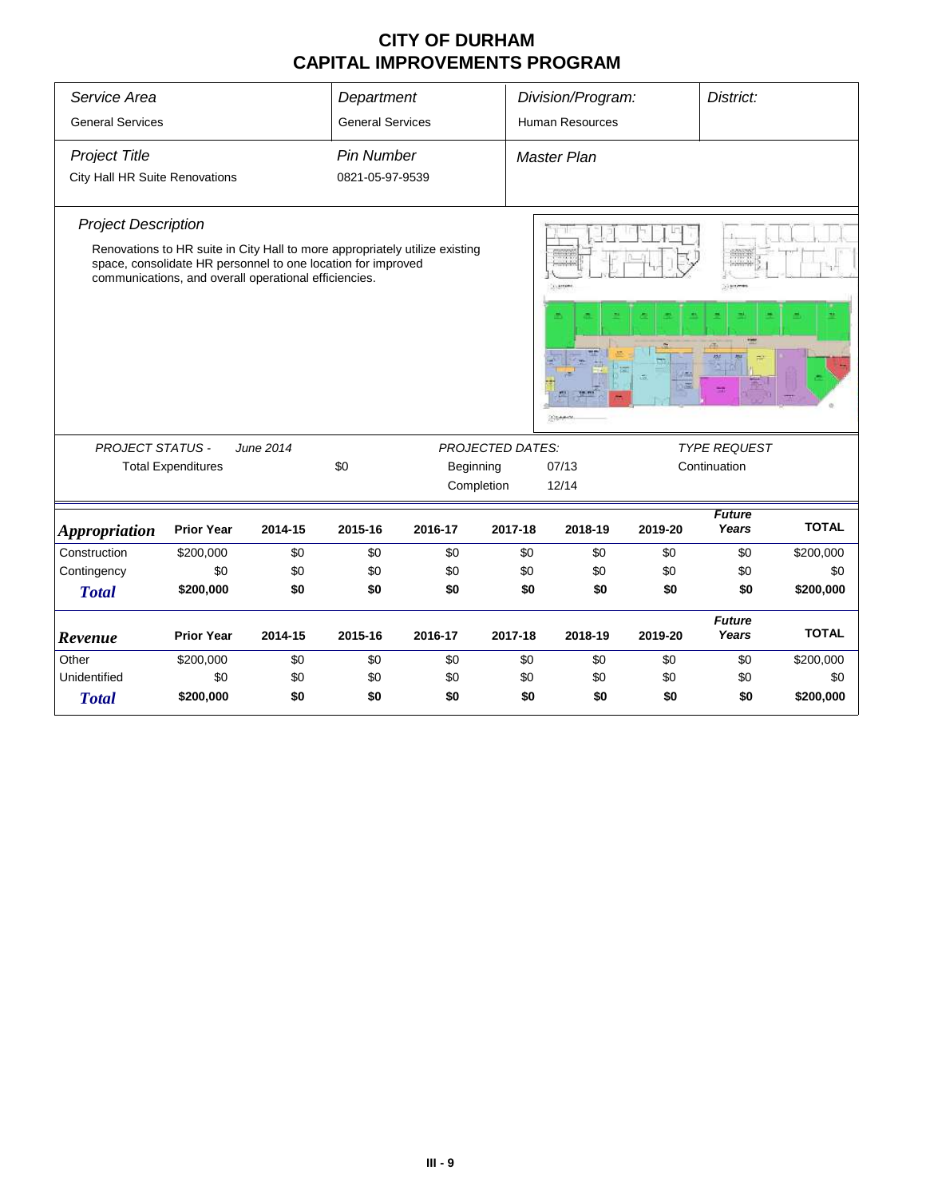# CITY OF DURHAM
# CAPITAL IMPROVEMENTS PROGRAM

| *Service Area* | *Department* | *Division/Program:* | *District:* |
|---|---|---|---|
| General Services | General Services | Human Resources | |

| *Project Title* | *Pin Number* | *Master Plan* |
|---|---|---|
| City Hall HR Suite Renovations | 0821-05-97-9539 | |

### *Project Description*

Renovations to HR suite in City Hall to more appropriately utilize existing space, consolidate HR personnel to one location for improved communications, and overall operational efficiencies.

| *PROJECT STATUS -* | *June 2014* | | *PROJECTED DATES:* | | *TYPE REQUEST* |
|---|---|---|---|---|---|
| Total Expenditures | | $0 | Beginning | 07/13 | Continuation |
| | | | Completion | 12/14 | |

| ***Appropriation*** | **Prior Year** | **2014-15** | **2015-16** | **2016-17** | **2017-18** | **2018-19** | **2019-20** | ***Future Years*** | **TOTAL** |
|---|---|---|---|---|---|---|---|---|---|
| Construction | $200,000 | $0 | $0 | $0 | $0 | $0 | $0 | $0 | $200,000 |
| Contingency | $0 | $0 | $0 | $0 | $0 | $0 | $0 | $0 | $0 |
| ***Total*** | **$200,000** | **$0** | **$0** | **$0** | **$0** | **$0** | **$0** | **$0** | **$200,000** |

| ***Revenue*** | **Prior Year** | **2014-15** | **2015-16** | **2016-17** | **2017-18** | **2018-19** | **2019-20** | ***Future Years*** | **TOTAL** |
|---|---|---|---|---|---|---|---|---|---|
| Other | $200,000 | $0 | $0 | $0 | $0 | $0 | $0 | $0 | $200,000 |
| Unidentified | $0 | $0 | $0 | $0 | $0 | $0 | $0 | $0 | $0 |
| ***Total*** | **$200,000** | **$0** | **$0** | **$0** | **$0** | **$0** | **$0** | **$0** | **$200,000** |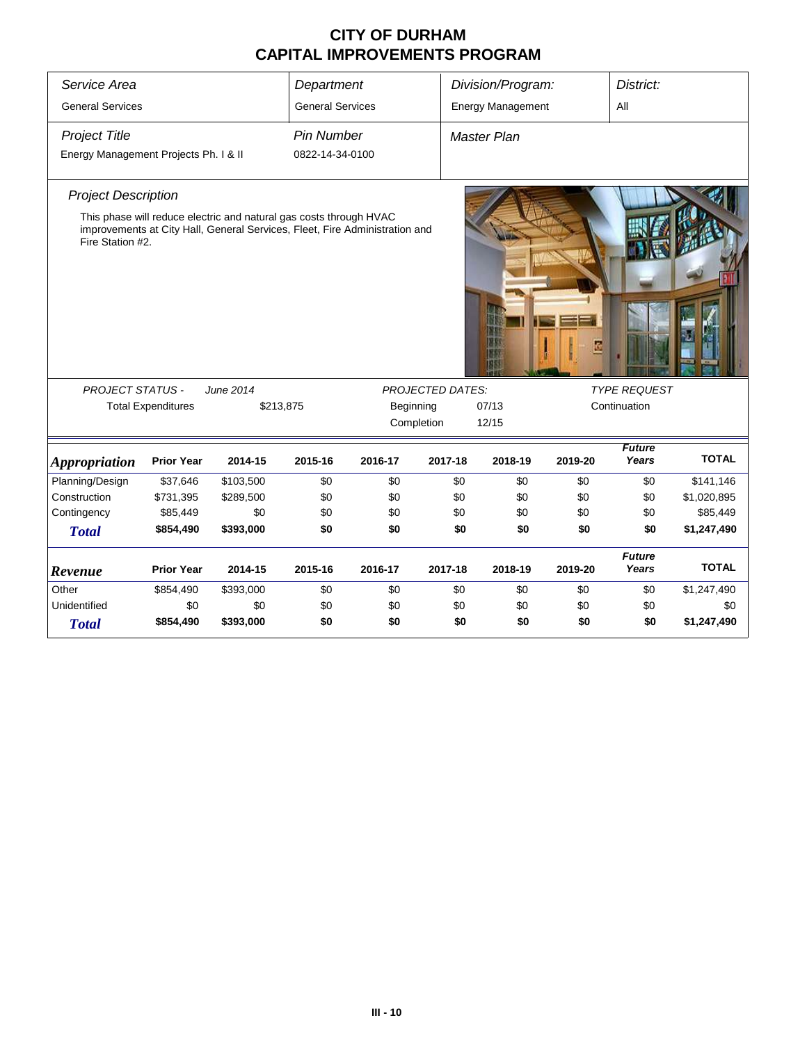# CITY OF DURHAM
# CAPITAL IMPROVEMENTS PROGRAM

| Service Area | Department | Division/Program: | District: |
|---|---|---|---|
| General Services | General Services | Energy Management | All |

| Project Title | Pin Number | Master Plan |
|---|---|---|
| Energy Management Projects Ph. I & II | 0822-14-34-0100 | |

*Project Description*

This phase will reduce electric and natural gas costs through HVAC improvements at City Hall, General Services, Fleet, Fire Administration and Fire Station #2.

| PROJECT STATUS - June 2014 | | PROJECTED DATES: | | TYPE REQUEST |
|---|---|---|---|---|
| Total Expenditures | $213,875 | Beginning | 07/13 | Continuation |
| | | Completion | 12/15 | |

| Appropriation | Prior Year | 2014-15 | 2015-16 | 2016-17 | 2017-18 | 2018-19 | 2019-20 | Future Years | TOTAL |
|---|---|---|---|---|---|---|---|---|---|
| Planning/Design | $37,646 | $103,500 | $0 | $0 | $0 | $0 | $0 | $0 | $141,146 |
| Construction | $731,395 | $289,500 | $0 | $0 | $0 | $0 | $0 | $0 | $1,020,895 |
| Contingency | $85,449 | $0 | $0 | $0 | $0 | $0 | $0 | $0 | $85,449 |
| **Total** | **$854,490** | **$393,000** | **$0** | **$0** | **$0** | **$0** | **$0** | **$0** | **$1,247,490** |

| Revenue | Prior Year | 2014-15 | 2015-16 | 2016-17 | 2017-18 | 2018-19 | 2019-20 | Future Years | TOTAL |
|---|---|---|---|---|---|---|---|---|---|
| Other | $854,490 | $393,000 | $0 | $0 | $0 | $0 | $0 | $0 | $1,247,490 |
| Unidentified | $0 | $0 | $0 | $0 | $0 | $0 | $0 | $0 | $0 |
| **Total** | **$854,490** | **$393,000** | **$0** | **$0** | **$0** | **$0** | **$0** | **$0** | **$1,247,490** |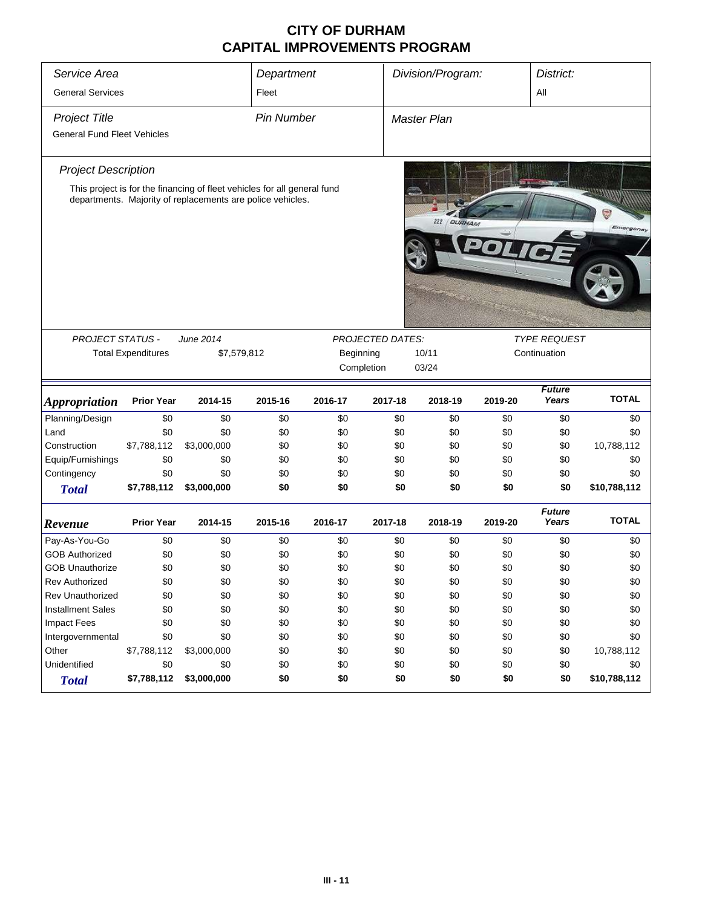# CITY OF DURHAM
# CAPITAL IMPROVEMENTS PROGRAM

| *Service Area* | *Department* | *Division/Program:* | *District:* |
|---|---|---|---|
| General Services | Fleet | | All |

| *Project Title* | *Pin Number* | *Master Plan* |
|---|---|---|
| General Fund Fleet Vehicles | | |

*Project Description*

This project is for the financing of fleet vehicles for all general fund departments. Majority of replacements are police vehicles.

| *PROJECT STATUS -* | *June 2014* | *PROJECTED DATES:* | | *TYPE REQUEST* |
|---|---|---|---|---|
| Total Expenditures | $7,579,812 | Beginning | 10/11 | Continuation |
| | | Completion | 03/24 | |

| *Appropriation* | Prior Year | 2014-15 | 2015-16 | 2016-17 | 2017-18 | 2018-19 | 2019-20 | *Future Years* | TOTAL |
|---|---|---|---|---|---|---|---|---|---|
| Planning/Design | $0 | $0 | $0 | $0 | $0 | $0 | $0 | $0 | $0 |
| Land | $0 | $0 | $0 | $0 | $0 | $0 | $0 | $0 | $0 |
| Construction | $7,788,112 | $3,000,000 | $0 | $0 | $0 | $0 | $0 | $0 | 10,788,112 |
| Equip/Furnishings | $0 | $0 | $0 | $0 | $0 | $0 | $0 | $0 | $0 |
| Contingency | $0 | $0 | $0 | $0 | $0 | $0 | $0 | $0 | $0 |
| ***Total*** | **$7,788,112** | **$3,000,000** | **$0** | **$0** | **$0** | **$0** | **$0** | **$0** | **$10,788,112** |

| *Revenue* | Prior Year | 2014-15 | 2015-16 | 2016-17 | 2017-18 | 2018-19 | 2019-20 | *Future Years* | TOTAL |
|---|---|---|---|---|---|---|---|---|---|
| Pay-As-You-Go | $0 | $0 | $0 | $0 | $0 | $0 | $0 | $0 | $0 |
| GOB Authorized | $0 | $0 | $0 | $0 | $0 | $0 | $0 | $0 | $0 |
| GOB Unauthorize | $0 | $0 | $0 | $0 | $0 | $0 | $0 | $0 | $0 |
| Rev Authorized | $0 | $0 | $0 | $0 | $0 | $0 | $0 | $0 | $0 |
| Rev Unauthorized | $0 | $0 | $0 | $0 | $0 | $0 | $0 | $0 | $0 |
| Installment Sales | $0 | $0 | $0 | $0 | $0 | $0 | $0 | $0 | $0 |
| Impact Fees | $0 | $0 | $0 | $0 | $0 | $0 | $0 | $0 | $0 |
| Intergovernmental | $0 | $0 | $0 | $0 | $0 | $0 | $0 | $0 | $0 |
| Other | $7,788,112 | $3,000,000 | $0 | $0 | $0 | $0 | $0 | $0 | 10,788,112 |
| Unidentified | $0 | $0 | $0 | $0 | $0 | $0 | $0 | $0 | $0 |
| ***Total*** | **$7,788,112** | **$3,000,000** | **$0** | **$0** | **$0** | **$0** | **$0** | **$0** | **$10,788,112** |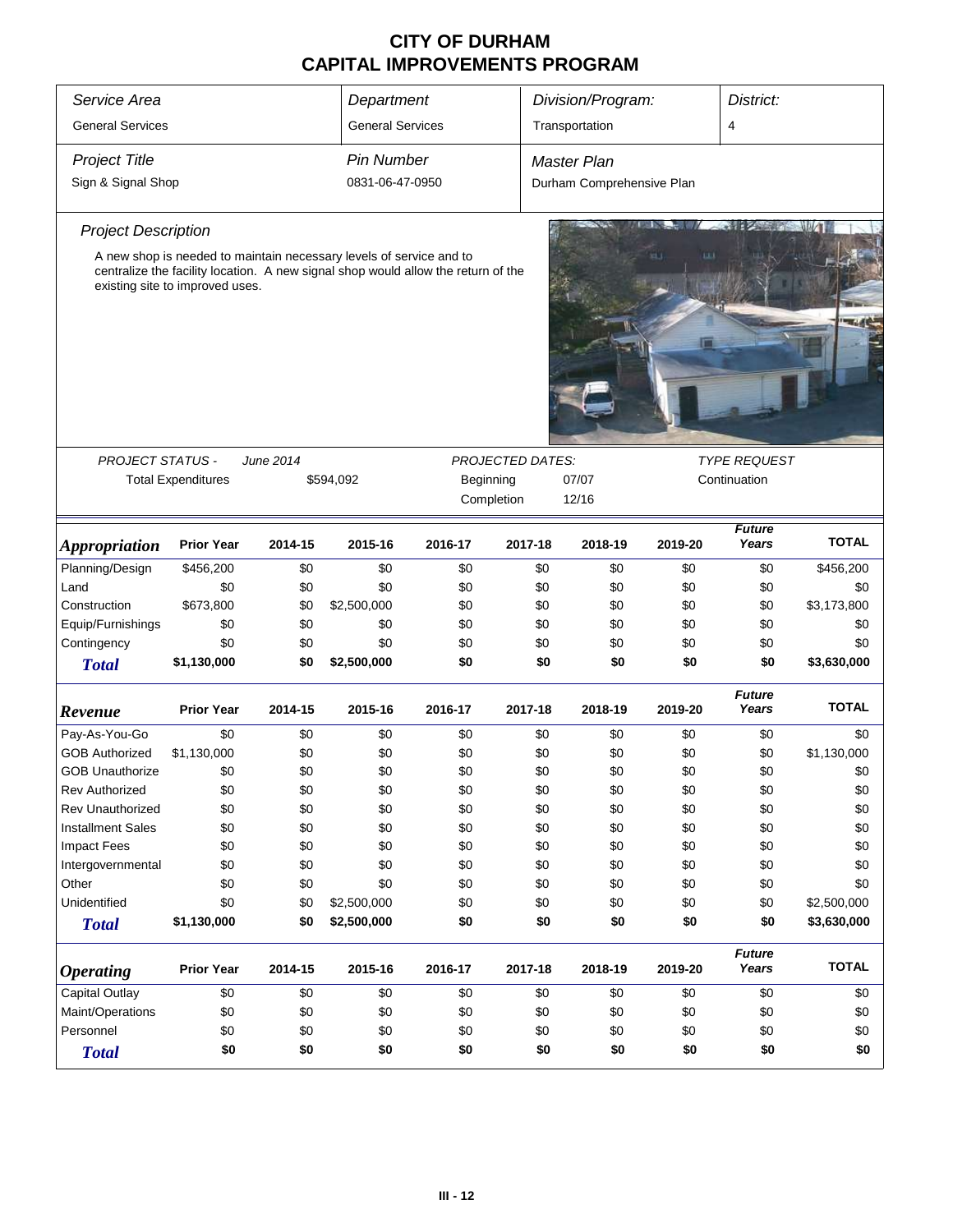# CITY OF DURHAM
# CAPITAL IMPROVEMENTS PROGRAM

| *Service Area* | *Department* | *Division/Program:* | *District:* |
|---|---|---|---|
| General Services | General Services | Transportation | 4 |

| *Project Title* | *Pin Number* | *Master Plan* |
|---|---|---|
| Sign & Signal Shop | 0831-06-47-0950 | Durham Comprehensive Plan |

### *Project Description*

A new shop is needed to maintain necessary levels of service and to centralize the facility location. A new signal shop would allow the return of the existing site to improved uses.

| *PROJECT STATUS -* | *June 2014* | *PROJECTED DATES:* | | *TYPE REQUEST* |
|---|---|---|---|---|
| Total Expenditures | $594,092 | Beginning | 07/07 | Continuation |
| | | Completion | 12/16 | |

| *Appropriation* | Prior Year | 2014-15 | 2015-16 | 2016-17 | 2017-18 | 2018-19 | 2019-20 | *Future Years* | TOTAL |
|---|---|---|---|---|---|---|---|---|---|
| Planning/Design | $456,200 | $0 | $0 | $0 | $0 | $0 | $0 | $0 | $456,200 |
| Land | $0 | $0 | $0 | $0 | $0 | $0 | $0 | $0 | $0 |
| Construction | $673,800 | $0 | $2,500,000 | $0 | $0 | $0 | $0 | $0 | $3,173,800 |
| Equip/Furnishings | $0 | $0 | $0 | $0 | $0 | $0 | $0 | $0 | $0 |
| Contingency | $0 | $0 | $0 | $0 | $0 | $0 | $0 | $0 | $0 |
| ***Total*** | **$1,130,000** | **$0** | **$2,500,000** | **$0** | **$0** | **$0** | **$0** | **$0** | **$3,630,000** |

| *Revenue* | Prior Year | 2014-15 | 2015-16 | 2016-17 | 2017-18 | 2018-19 | 2019-20 | *Future Years* | TOTAL |
|---|---|---|---|---|---|---|---|---|---|
| Pay-As-You-Go | $0 | $0 | $0 | $0 | $0 | $0 | $0 | $0 | $0 |
| GOB Authorized | $1,130,000 | $0 | $0 | $0 | $0 | $0 | $0 | $0 | $1,130,000 |
| GOB Unauthorize | $0 | $0 | $0 | $0 | $0 | $0 | $0 | $0 | $0 |
| Rev Authorized | $0 | $0 | $0 | $0 | $0 | $0 | $0 | $0 | $0 |
| Rev Unauthorized | $0 | $0 | $0 | $0 | $0 | $0 | $0 | $0 | $0 |
| Installment Sales | $0 | $0 | $0 | $0 | $0 | $0 | $0 | $0 | $0 |
| Impact Fees | $0 | $0 | $0 | $0 | $0 | $0 | $0 | $0 | $0 |
| Intergovernmental | $0 | $0 | $0 | $0 | $0 | $0 | $0 | $0 | $0 |
| Other | $0 | $0 | $0 | $0 | $0 | $0 | $0 | $0 | $0 |
| Unidentified | $0 | $0 | $2,500,000 | $0 | $0 | $0 | $0 | $0 | $2,500,000 |
| ***Total*** | **$1,130,000** | **$0** | **$2,500,000** | **$0** | **$0** | **$0** | **$0** | **$0** | **$3,630,000** |

| *Operating* | Prior Year | 2014-15 | 2015-16 | 2016-17 | 2017-18 | 2018-19 | 2019-20 | *Future Years* | TOTAL |
|---|---|---|---|---|---|---|---|---|---|
| Capital Outlay | $0 | $0 | $0 | $0 | $0 | $0 | $0 | $0 | $0 |
| Maint/Operations | $0 | $0 | $0 | $0 | $0 | $0 | $0 | $0 | $0 |
| Personnel | $0 | $0 | $0 | $0 | $0 | $0 | $0 | $0 | $0 |
| ***Total*** | **$0** | **$0** | **$0** | **$0** | **$0** | **$0** | **$0** | **$0** | **$0** |